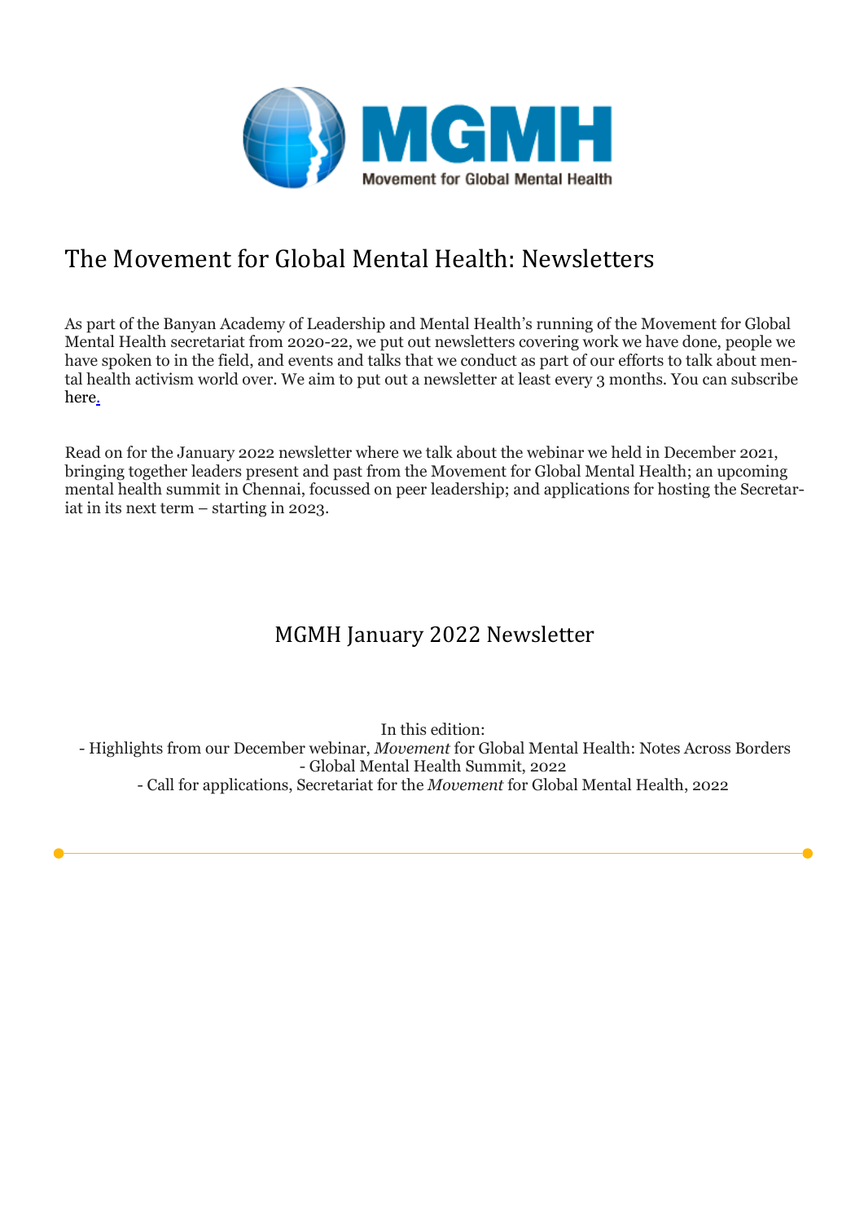# The Movement for Global Mental Health: Newsletters

As part of the Banyan Academy of Leadership and Mental Health's running of the Movement for Global Mental Health secretariat from 2020-22, we put out newsletters covering work we have done, people we have spoken to in the field, and events and talks that we conduct as part of our efforts to talk about mental health activism world over. We aim to put out a newsletter at least every 3 months. You can subscribe here.

Read on for the January 2022 newsletter where we talk about the webinar we held in December 2021, bringing together leaders present and past from the Movement for Global Mental Health; an upcoming mental health summit in Chennai, focussed on peer leadership; and applications for hosting the Secretariat in its next term – starting in 2023.

## MGMH January 2022 Newsletter

In this edition:

- Highlights from our December webinar, *Movement* for Global Mental Health: Notes Across Borders
- Global Mental Health Summit, 2022
- Call for applications, Secretariat for the *Movement* for Global Mental Health, 2022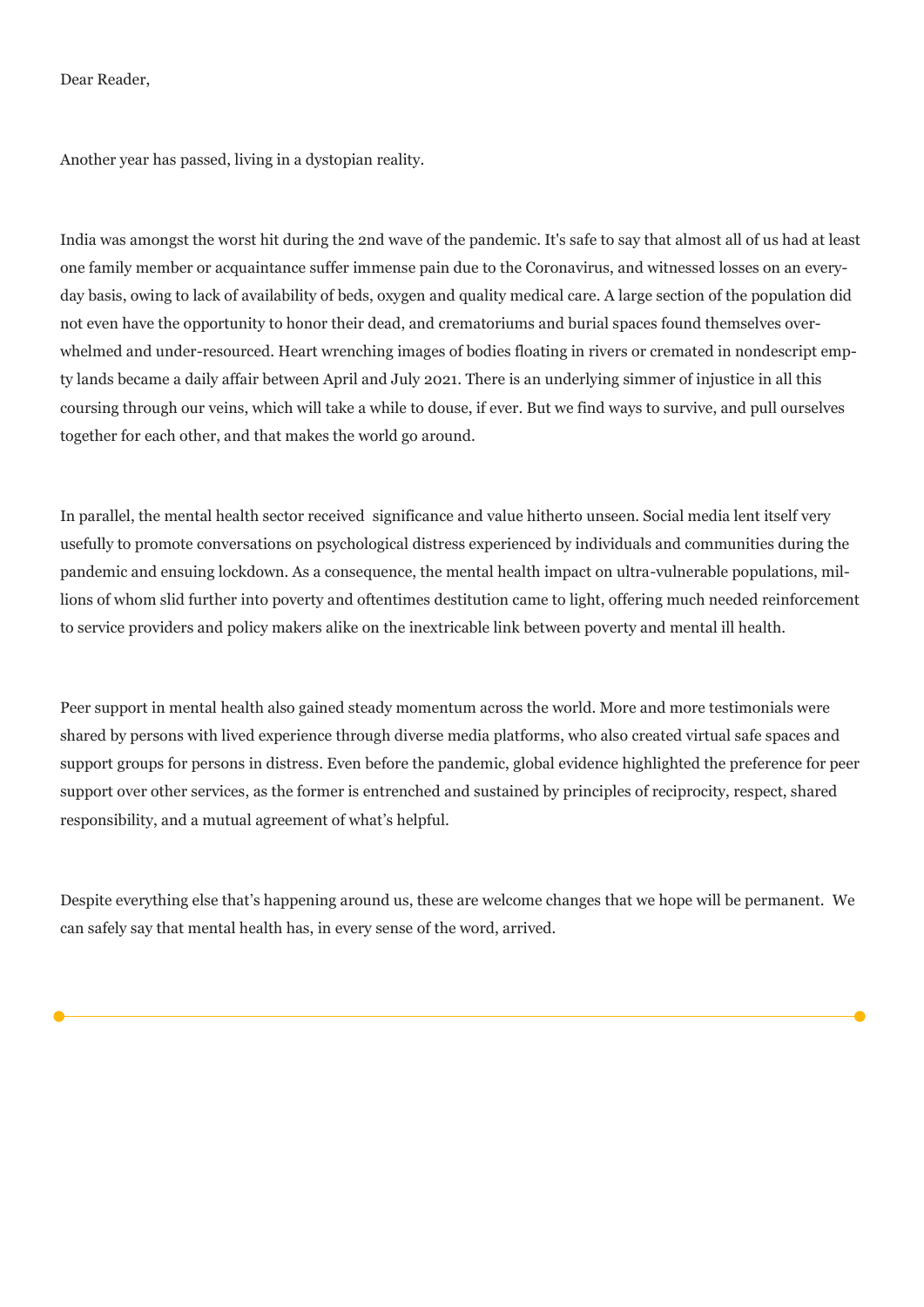Dear Reader,

Another year has passed, living in a dystopian reality.

India was amongst the worst hit during the 2nd wave of the pandemic. It's safe to say that almost all of us had at least one family member or acquaintance suffer immense pain due to the Coronavirus, and witnessed losses on an everyday basis, owing to lack of availability of beds, oxygen and quality medical care. A large section of the population did not even have the opportunity to honor their dead, and crematoriums and burial spaces found themselves overwhelmed and under-resourced. Heart wrenching images of bodies floating in rivers or cremated in nondescript empty lands became a daily affair between April and July 2021. There is an underlying simmer of injustice in all this coursing through our veins, which will take a while to douse, if ever. But we find ways to survive, and pull ourselves together for each other, and that makes the world go around.

In parallel, the mental health sector received significance and value hitherto unseen. Social media lent itself very usefully to promote conversations on psychological distress experienced by individuals and communities during the pandemic and ensuing lockdown. As a consequence, the mental health impact on ultra-vulnerable populations, millions of whom slid further into poverty and oftentimes destitution came to light, offering much needed reinforcement to service providers and policy makers alike on the inextricable link between poverty and mental ill health.

Peer support in mental health also gained steady momentum across the world. More and more testimonials were shared by persons with lived experience through diverse media platforms, who also created virtual safe spaces and support groups for persons in distress. Even before the pandemic, global evidence highlighted the preference for peer support over other services, as the former is entrenched and sustained by principles of reciprocity, respect, shared responsibility, and a mutual agreement of what's helpful.

Despite everything else that's happening around us, these are welcome changes that we hope will be permanent. We can safely say that mental health has, in every sense of the word, arrived.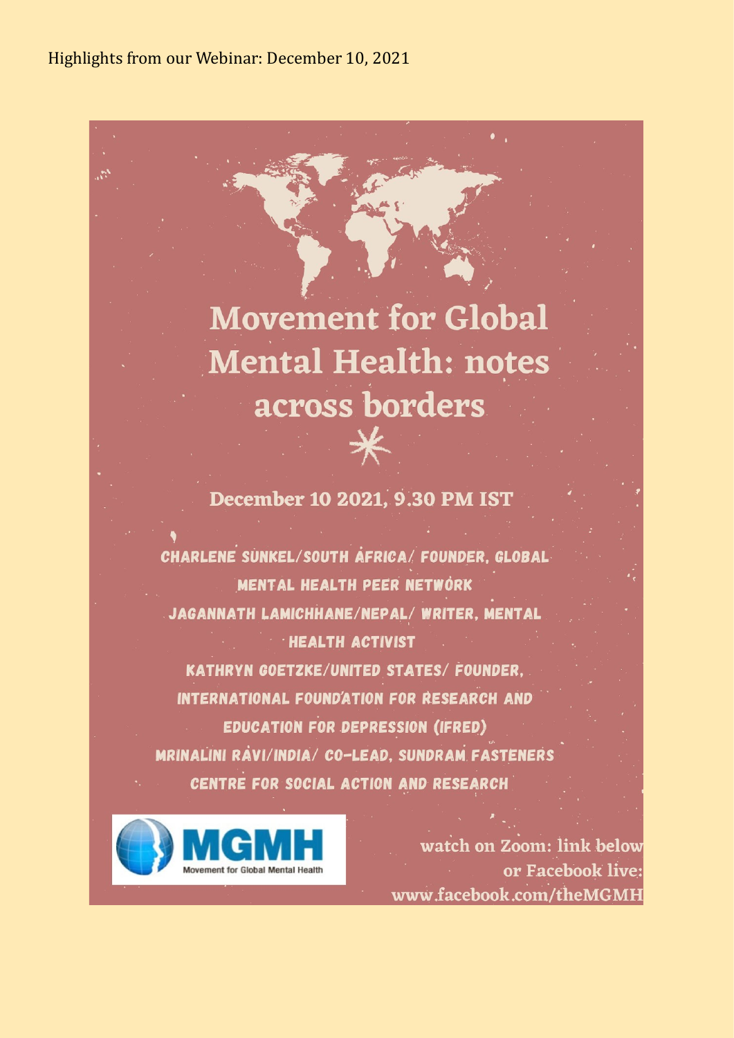Highlights from our Webinar: December 10, 2021

# Movement for Global Mental Health: notes across borders

December 10 2021, 9.30 PM IST

CHARLENE SUNKEL/SOUTH AFRICA/ FOUNDER, GLOBAL MENTAL HEALTH PEER NETWORK

JAGANNATH LAMICHHANE/NEPAL/ WRITER, MENTAL HEALTH ACTIVIST

KATHRYN GOETZKE/UNITED STATES/ FOUNDER, INTERNATIONAL FOUNDATION FOR RESEARCH AND EDUCATION FOR DEPRESSION (IFRED)

MRINALINI RAVI/INDIA/ CO-LEAD, SUNDRAM FASTENERS CENTRE FOR SOCIAL ACTION AND RESEARCH

MGMH
Movement for Global Mental Health

watch on Zoom: link below or Facebook live: www.facebook.com/theMGMH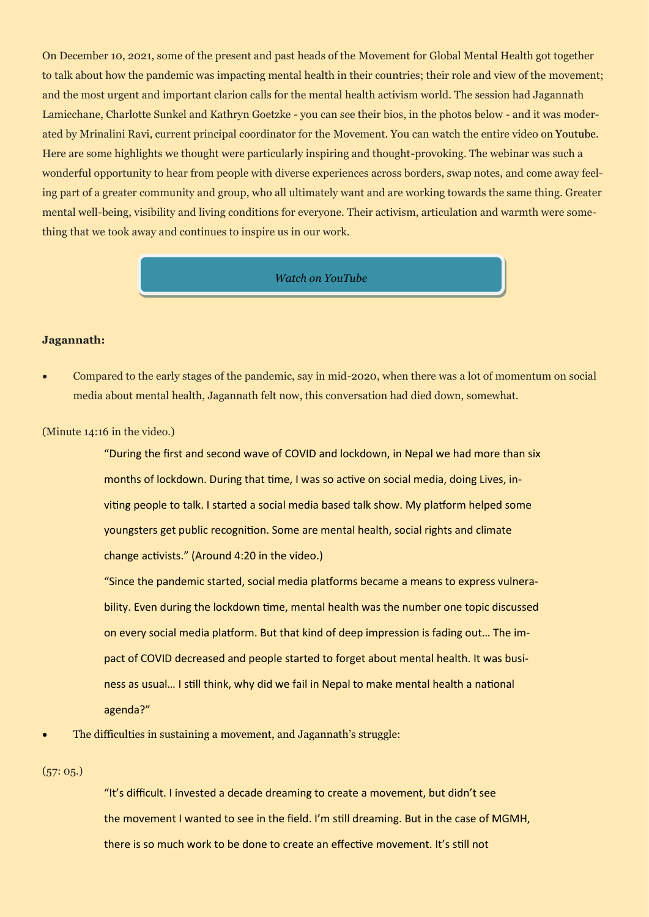On December 10, 2021, some of the present and past heads of the Movement for Global Mental Health got together to talk about how the pandemic was impacting mental health in their countries; their role and view of the movement; and the most urgent and important clarion calls for the mental health activism world. The session had Jagannath Lamicchane, Charlotte Sunkel and Kathryn Goetzke - you can see their bios, in the photos below - and it was moderated by Mrinalini Ravi, current principal coordinator for the Movement. You can watch the entire video on Youtube. Here are some highlights we thought were particularly inspiring and thought-provoking. The webinar was such a wonderful opportunity to hear from people with diverse experiences across borders, swap notes, and come away feeling part of a greater community and group, who all ultimately want and are working towards the same thing. Greater mental well-being, visibility and living conditions for everyone. Their activism, articulation and warmth were something that we took away and continues to inspire us in our work.

*Watch on YouTube*

**Jagannath:**

- Compared to the early stages of the pandemic, say in mid-2020, when there was a lot of momentum on social media about mental health, Jagannath felt now, this conversation had died down, somewhat.

(Minute 14:16 in the video.)

> "During the first and second wave of COVID and lockdown, in Nepal we had more than six months of lockdown. During that time, I was so active on social media, doing Lives, inviting people to talk. I started a social media based talk show. My platform helped some youngsters get public recognition. Some are mental health, social rights and climate change activists." (Around 4:20 in the video.)
>
> "Since the pandemic started, social media platforms became a means to express vulnerability. Even during the lockdown time, mental health was the number one topic discussed on every social media platform. But that kind of deep impression is fading out… The impact of COVID decreased and people started to forget about mental health. It was business as usual… I still think, why did we fail in Nepal to make mental health a national agenda?"

- The difficulties in sustaining a movement, and Jagannath's struggle:

(57: 05.)

> "It's difficult. I invested a decade dreaming to create a movement, but didn't see the movement I wanted to see in the field. I'm still dreaming. But in the case of MGMH, there is so much work to be done to create an effective movement. It's still not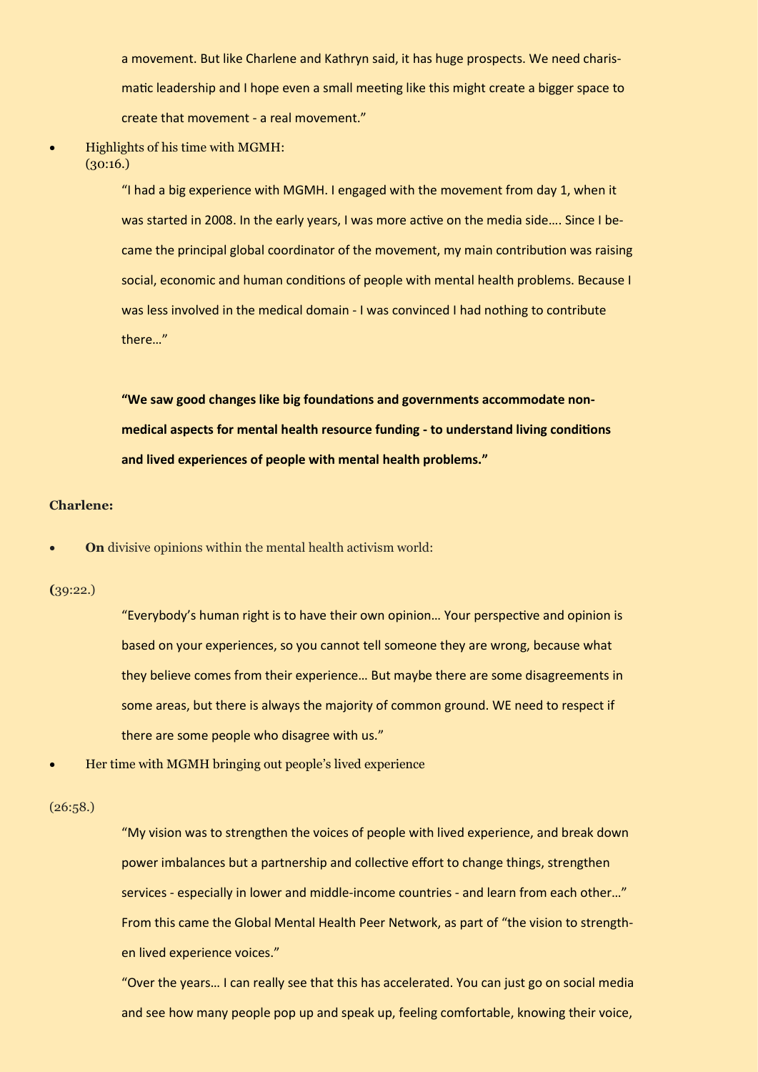a movement. But like Charlene and Kathryn said, it has huge prospects. We need charismatic leadership and I hope even a small meeting like this might create a bigger space to create that movement - a real movement."

- Highlights of his time with MGMH:
  (30:16.)

  "I had a big experience with MGMH. I engaged with the movement from day 1, when it was started in 2008. In the early years, I was more active on the media side…. Since I became the principal global coordinator of the movement, my main contribution was raising social, economic and human conditions of people with mental health problems. Because I was less involved in the medical domain - I was convinced I had nothing to contribute there…"

  **"We saw good changes like big foundations and governments accommodate non-medical aspects for mental health resource funding - to understand living conditions and lived experiences of people with mental health problems."**

**Charlene:**

- **On** divisive opinions within the mental health activism world:

(39:22.)

"Everybody's human right is to have their own opinion… Your perspective and opinion is based on your experiences, so you cannot tell someone they are wrong, because what they believe comes from their experience… But maybe there are some disagreements in some areas, but there is always the majority of common ground. WE need to respect if there are some people who disagree with us."

- Her time with MGMH bringing out people's lived experience

(26:58.)

"My vision was to strengthen the voices of people with lived experience, and break down power imbalances but a partnership and collective effort to change things, strengthen services - especially in lower and middle-income countries - and learn from each other…" From this came the Global Mental Health Peer Network, as part of "the vision to strengthen lived experience voices."

"Over the years… I can really see that this has accelerated. You can just go on social media and see how many people pop up and speak up, feeling comfortable, knowing their voice,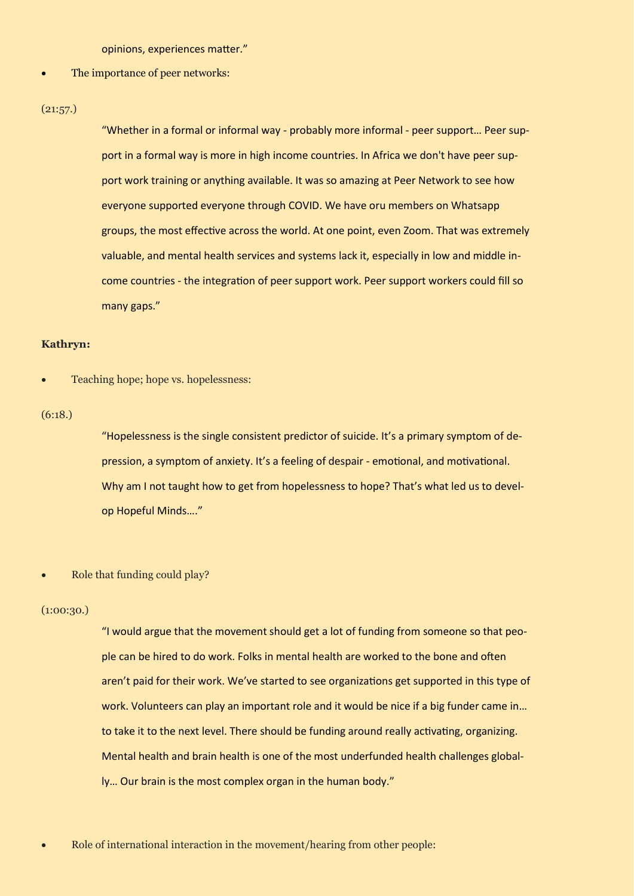opinions, experiences matter."

- The importance of peer networks:

(21:57.)

> "Whether in a formal or informal way - probably more informal - peer support… Peer support in a formal way is more in high income countries. In Africa we don't have peer support work training or anything available. It was so amazing at Peer Network to see how everyone supported everyone through COVID. We have oru members on Whatsapp groups, the most effective across the world. At one point, even Zoom. That was extremely valuable, and mental health services and systems lack it, especially in low and middle income countries - the integration of peer support work. Peer support workers could fill so many gaps."

**Kathryn:**

- Teaching hope; hope vs. hopelessness:

(6:18.)

> "Hopelessness is the single consistent predictor of suicide. It's a primary symptom of depression, a symptom of anxiety. It's a feeling of despair - emotional, and motivational. Why am I not taught how to get from hopelessness to hope? That's what led us to develop Hopeful Minds…."

- Role that funding could play?

(1:00:30.)

> "I would argue that the movement should get a lot of funding from someone so that people can be hired to do work. Folks in mental health are worked to the bone and often aren't paid for their work. We've started to see organizations get supported in this type of work. Volunteers can play an important role and it would be nice if a big funder came in… to take it to the next level. There should be funding around really activating, organizing. Mental health and brain health is one of the most underfunded health challenges globally… Our brain is the most complex organ in the human body."

- Role of international interaction in the movement/hearing from other people: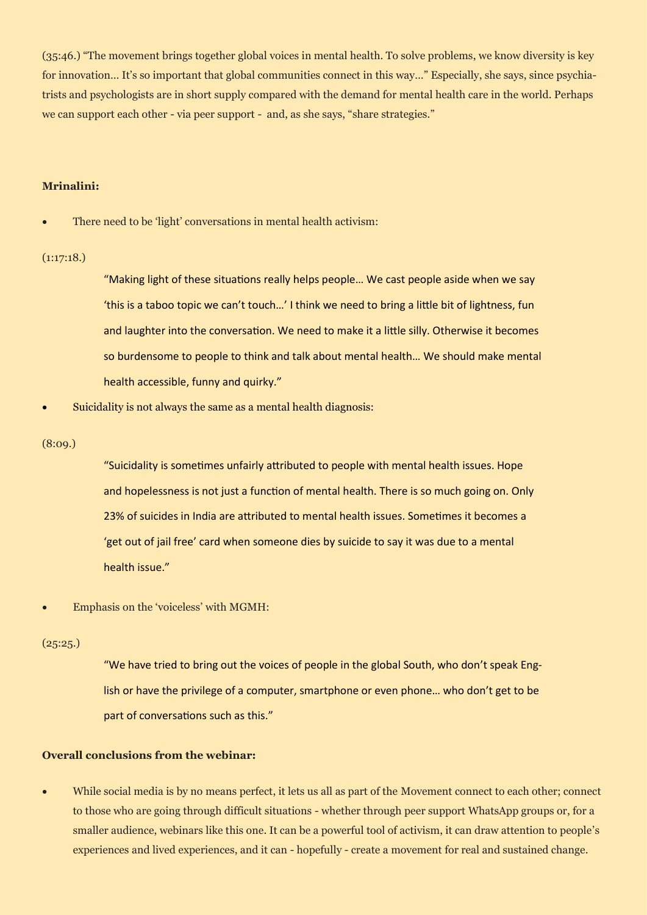(35:46.) "The movement brings together global voices in mental health. To solve problems, we know diversity is key for innovation… It's so important that global communities connect in this way…" Especially, she says, since psychiatrists and psychologists are in short supply compared with the demand for mental health care in the world. Perhaps we can support each other - via peer support - and, as she says, "share strategies."

**Mrinalini:**

- There need to be 'light' conversations in mental health activism:

(1:17:18.)

> "Making light of these situations really helps people… We cast people aside when we say 'this is a taboo topic we can't touch…' I think we need to bring a little bit of lightness, fun and laughter into the conversation. We need to make it a little silly. Otherwise it becomes so burdensome to people to think and talk about mental health… We should make mental health accessible, funny and quirky."

- Suicidality is not always the same as a mental health diagnosis:

(8:09.)

> "Suicidality is sometimes unfairly attributed to people with mental health issues. Hope and hopelessness is not just a function of mental health. There is so much going on. Only 23% of suicides in India are attributed to mental health issues. Sometimes it becomes a 'get out of jail free' card when someone dies by suicide to say it was due to a mental health issue."

- Emphasis on the 'voiceless' with MGMH:

(25:25.)

> "We have tried to bring out the voices of people in the global South, who don't speak English or have the privilege of a computer, smartphone or even phone… who don't get to be part of conversations such as this."

**Overall conclusions from the webinar:**

- While social media is by no means perfect, it lets us all as part of the Movement connect to each other; connect to those who are going through difficult situations - whether through peer support WhatsApp groups or, for a smaller audience, webinars like this one. It can be a powerful tool of activism, it can draw attention to people's experiences and lived experiences, and it can - hopefully - create a movement for real and sustained change.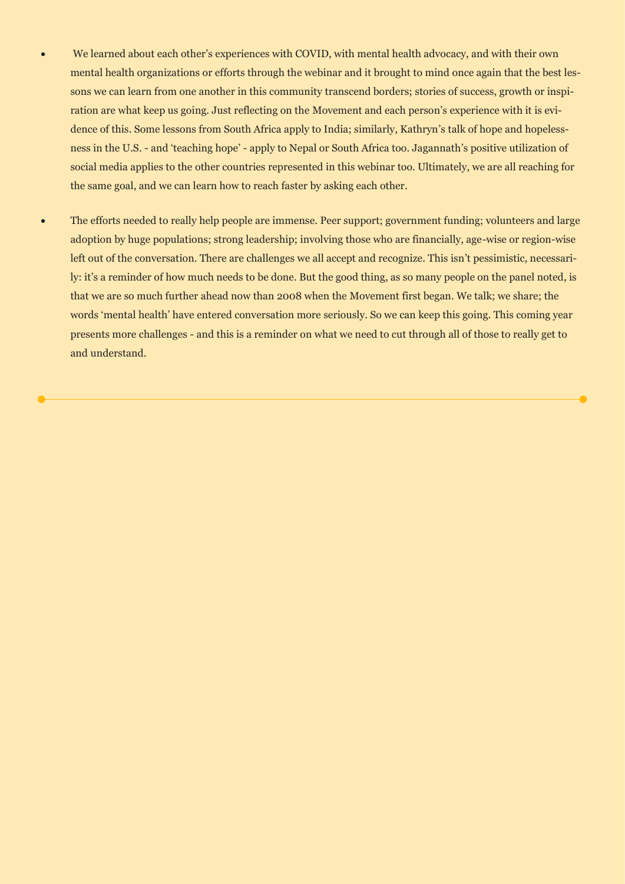- We learned about each other's experiences with COVID, with mental health advocacy, and with their own mental health organizations or efforts through the webinar and it brought to mind once again that the best lessons we can learn from one another in this community transcend borders; stories of success, growth or inspiration are what keep us going. Just reflecting on the Movement and each person's experience with it is evidence of this. Some lessons from South Africa apply to India; similarly, Kathryn's talk of hope and hopelessness in the U.S. - and 'teaching hope' - apply to Nepal or South Africa too. Jagannath's positive utilization of social media applies to the other countries represented in this webinar too. Ultimately, we are all reaching for the same goal, and we can learn how to reach faster by asking each other.

- The efforts needed to really help people are immense. Peer support; government funding; volunteers and large adoption by huge populations; strong leadership; involving those who are financially, age-wise or region-wise left out of the conversation. There are challenges we all accept and recognize. This isn't pessimistic, necessarily: it's a reminder of how much needs to be done. But the good thing, as so many people on the panel noted, is that we are so much further ahead now than 2008 when the Movement first began. We talk; we share; the words 'mental health' have entered conversation more seriously. So we can keep this going. This coming year presents more challenges - and this is a reminder on what we need to cut through all of those to really get to and understand.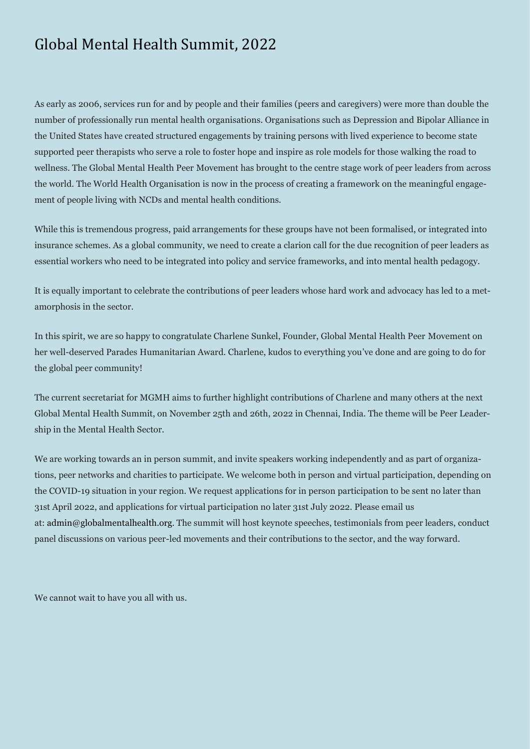# Global Mental Health Summit, 2022

As early as 2006, services run for and by people and their families (peers and caregivers) were more than double the number of professionally run mental health organisations. Organisations such as Depression and Bipolar Alliance in the United States have created structured engagements by training persons with lived experience to become state supported peer therapists who serve a role to foster hope and inspire as role models for those walking the road to wellness. The Global Mental Health Peer Movement has brought to the centre stage work of peer leaders from across the world. The World Health Organisation is now in the process of creating a framework on the meaningful engagement of people living with NCDs and mental health conditions.

While this is tremendous progress, paid arrangements for these groups have not been formalised, or integrated into insurance schemes. As a global community, we need to create a clarion call for the due recognition of peer leaders as essential workers who need to be integrated into policy and service frameworks, and into mental health pedagogy.

It is equally important to celebrate the contributions of peer leaders whose hard work and advocacy has led to a metamorphosis in the sector.

In this spirit, we are so happy to congratulate Charlene Sunkel, Founder, Global Mental Health Peer Movement on her well-deserved Parades Humanitarian Award. Charlene, kudos to everything you've done and are going to do for the global peer community!

The current secretariat for MGMH aims to further highlight contributions of Charlene and many others at the next Global Mental Health Summit, on November 25th and 26th, 2022 in Chennai, India. The theme will be Peer Leadership in the Mental Health Sector.

We are working towards an in person summit, and invite speakers working independently and as part of organizations, peer networks and charities to participate. We welcome both in person and virtual participation, depending on the COVID-19 situation in your region. We request applications for in person participation to be sent no later than 31st April 2022, and applications for virtual participation no later 31st July 2022. Please email us at: admin@globalmentalhealth.org. The summit will host keynote speeches, testimonials from peer leaders, conduct panel discussions on various peer-led movements and their contributions to the sector, and the way forward.

We cannot wait to have you all with us.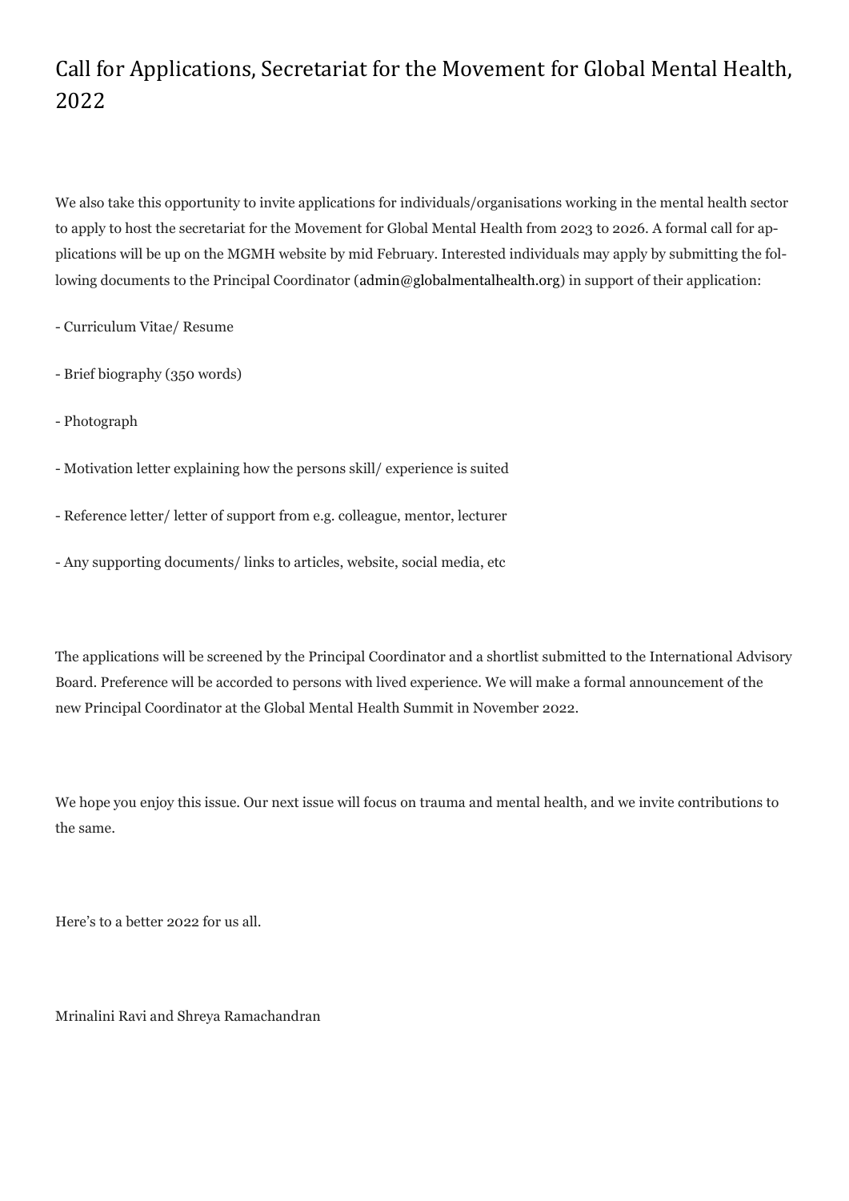# Call for Applications, Secretariat for the Movement for Global Mental Health, 2022

We also take this opportunity to invite applications for individuals/organisations working in the mental health sector to apply to host the secretariat for the Movement for Global Mental Health from 2023 to 2026. A formal call for applications will be up on the MGMH website by mid February. Interested individuals may apply by submitting the following documents to the Principal Coordinator (admin@globalmentalhealth.org) in support of their application:

- Curriculum Vitae/ Resume
- Brief biography (350 words)
- Photograph
- Motivation letter explaining how the persons skill/ experience is suited
- Reference letter/ letter of support from e.g. colleague, mentor, lecturer
- Any supporting documents/ links to articles, website, social media, etc

The applications will be screened by the Principal Coordinator and a shortlist submitted to the International Advisory Board. Preference will be accorded to persons with lived experience. We will make a formal announcement of the new Principal Coordinator at the Global Mental Health Summit in November 2022.

We hope you enjoy this issue. Our next issue will focus on trauma and mental health, and we invite contributions to the same.

Here's to a better 2022 for us all.

Mrinalini Ravi and Shreya Ramachandran